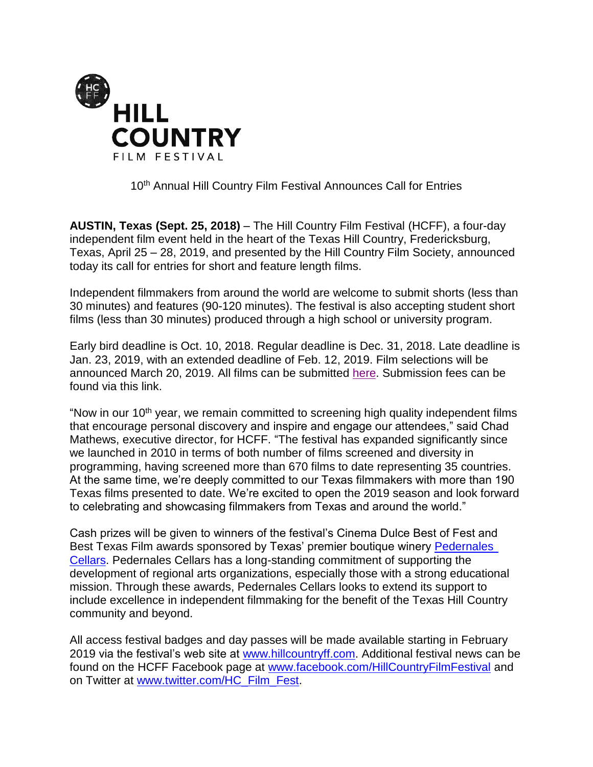HILL COUNTRY FILM FESTIVAL

# 10th Annual Hill Country Film Festival Announces Call for Entries

**AUSTIN, Texas (Sept. 25, 2018)** – The Hill Country Film Festival (HCFF), a four-day independent film event held in the heart of the Texas Hill Country, Fredericksburg, Texas, April 25 – 28, 2019, and presented by the Hill Country Film Society, announced today its call for entries for short and feature length films.

Independent filmmakers from around the world are welcome to submit shorts (less than 30 minutes) and features (90-120 minutes). The festival is also accepting student short films (less than 30 minutes) produced through a high school or university program.

Early bird deadline is Oct. 10, 2018. Regular deadline is Dec. 31, 2018. Late deadline is Jan. 23, 2019, with an extended deadline of Feb. 12, 2019. Film selections will be announced March 20, 2019. All films can be submitted here. Submission fees can be found via this link.

"Now in our 10th year, we remain committed to screening high quality independent films that encourage personal discovery and inspire and engage our attendees," said Chad Mathews, executive director, for HCFF. "The festival has expanded significantly since we launched in 2010 in terms of both number of films screened and diversity in programming, having screened more than 670 films to date representing 35 countries. At the same time, we're deeply committed to our Texas filmmakers with more than 190 Texas films presented to date. We're excited to open the 2019 season and look forward to celebrating and showcasing filmmakers from Texas and around the world."

Cash prizes will be given to winners of the festival's Cinema Dulce Best of Fest and Best Texas Film awards sponsored by Texas' premier boutique winery Pedernales Cellars. Pedernales Cellars has a long-standing commitment of supporting the development of regional arts organizations, especially those with a strong educational mission. Through these awards, Pedernales Cellars looks to extend its support to include excellence in independent filmmaking for the benefit of the Texas Hill Country community and beyond.

All access festival badges and day passes will be made available starting in February 2019 via the festival's web site at www.hillcountryff.com. Additional festival news can be found on the HCFF Facebook page at www.facebook.com/HillCountryFilmFestival and on Twitter at www.twitter.com/HC_Film_Fest.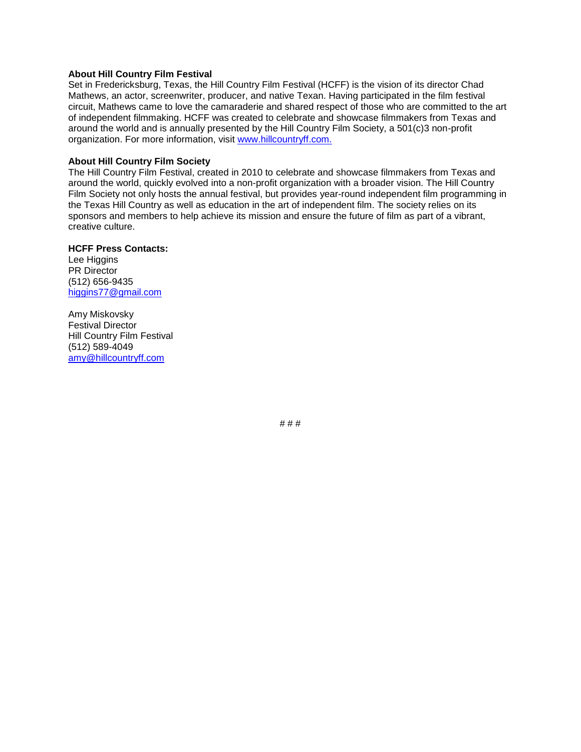**About Hill Country Film Festival**
Set in Fredericksburg, Texas, the Hill Country Film Festival (HCFF) is the vision of its director Chad Mathews, an actor, screenwriter, producer, and native Texan. Having participated in the film festival circuit, Mathews came to love the camaraderie and shared respect of those who are committed to the art of independent filmmaking. HCFF was created to celebrate and showcase filmmakers from Texas and around the world and is annually presented by the Hill Country Film Society, a 501(c)3 non-profit organization. For more information, visit www.hillcountryff.com.

**About Hill Country Film Society**
The Hill Country Film Festival, created in 2010 to celebrate and showcase filmmakers from Texas and around the world, quickly evolved into a non-profit organization with a broader vision. The Hill Country Film Society not only hosts the annual festival, but provides year-round independent film programming in the Texas Hill Country as well as education in the art of independent film. The society relies on its sponsors and members to help achieve its mission and ensure the future of film as part of a vibrant, creative culture.

**HCFF Press Contacts:**
Lee Higgins
PR Director
(512) 656-9435
higgins77@gmail.com

Amy Miskovsky
Festival Director
Hill Country Film Festival
(512) 589-4049
amy@hillcountryff.com

# # #